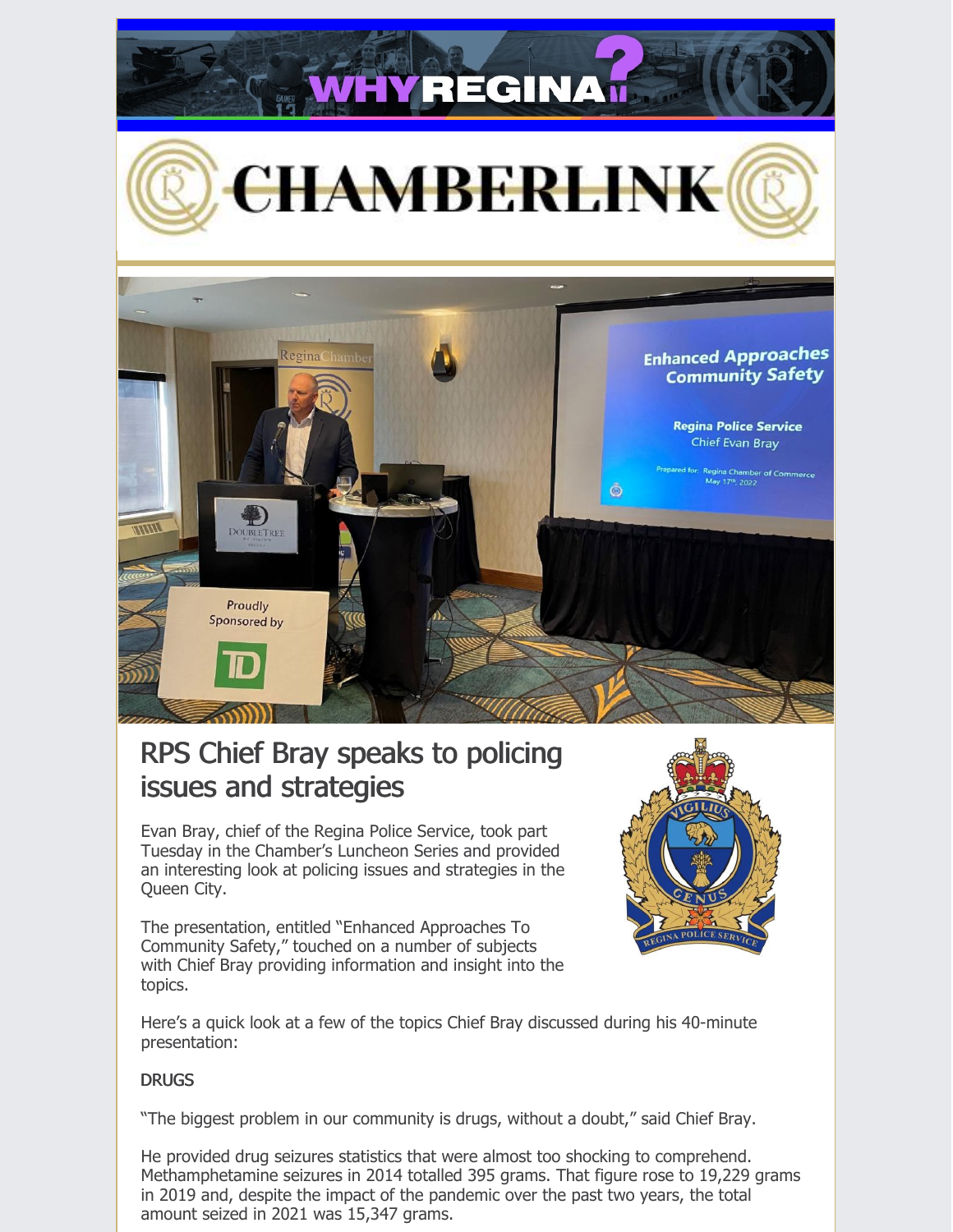# RPS Chief Bray speaks to policing issues and strategies

Evan Bray, chief of the Regina Police Service, took part Tuesday in the Chamber's Luncheon Series and provided an interesting look at policing issues and strategies in the Queen City.

The presentation, entitled "Enhanced Approaches To Community Safety," touched on a number of subjects with Chief Bray providing information and insight into the topics.

Here's a quick look at a few of the topics Chief Bray discussed during his 40-minute presentation:

**DRUGS**

"The biggest problem in our community is drugs, without a doubt," said Chief Bray.

He provided drug seizures statistics that were almost too shocking to comprehend. Methamphetamine seizures in 2014 totalled 395 grams. That figure rose to 19,229 grams in 2019 and, despite the impact of the pandemic over the past two years, the total amount seized in 2021 was 15,347 grams.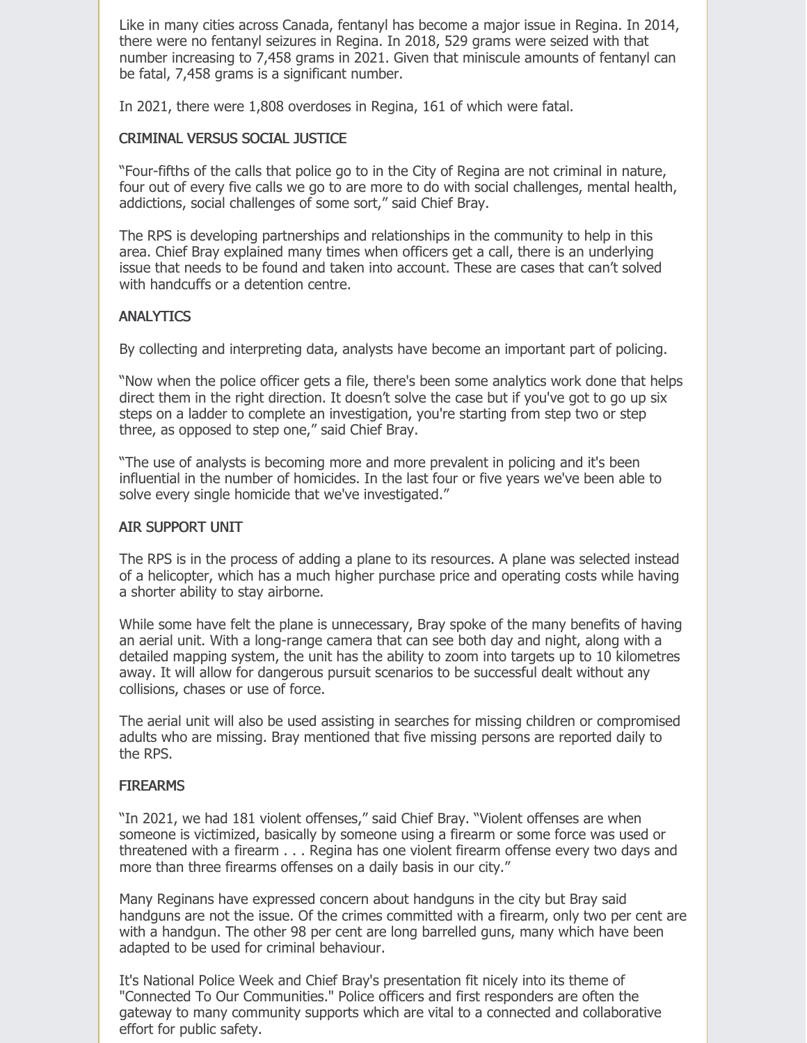Like in many cities across Canada, fentanyl has become a major issue in Regina. In 2014, there were no fentanyl seizures in Regina. In 2018, 529 grams were seized with that number increasing to 7,458 grams in 2021. Given that miniscule amounts of fentanyl can be fatal, 7,458 grams is a significant number.

In 2021, there were 1,808 overdoses in Regina, 161 of which were fatal.

## CRIMINAL VERSUS SOCIAL JUSTICE

"Four-fifths of the calls that police go to in the City of Regina are not criminal in nature, four out of every five calls we go to are more to do with social challenges, mental health, addictions, social challenges of some sort," said Chief Bray.

The RPS is developing partnerships and relationships in the community to help in this area. Chief Bray explained many times when officers get a call, there is an underlying issue that needs to be found and taken into account. These are cases that can't solved with handcuffs or a detention centre.

## ANALYTICS

By collecting and interpreting data, analysts have become an important part of policing.

"Now when the police officer gets a file, there's been some analytics work done that helps direct them in the right direction. It doesn't solve the case but if you've got to go up six steps on a ladder to complete an investigation, you're starting from step two or step three, as opposed to step one," said Chief Bray.

"The use of analysts is becoming more and more prevalent in policing and it's been influential in the number of homicides. In the last four or five years we've been able to solve every single homicide that we've investigated."

## AIR SUPPORT UNIT

The RPS is in the process of adding a plane to its resources. A plane was selected instead of a helicopter, which has a much higher purchase price and operating costs while having a shorter ability to stay airborne.

While some have felt the plane is unnecessary, Bray spoke of the many benefits of having an aerial unit. With a long-range camera that can see both day and night, along with a detailed mapping system, the unit has the ability to zoom into targets up to 10 kilometres away. It will allow for dangerous pursuit scenarios to be successful dealt without any collisions, chases or use of force.

The aerial unit will also be used assisting in searches for missing children or compromised adults who are missing. Bray mentioned that five missing persons are reported daily to the RPS.

## FIREARMS

"In 2021, we had 181 violent offenses," said Chief Bray. "Violent offenses are when someone is victimized, basically by someone using a firearm or some force was used or threatened with a firearm . . . Regina has one violent firearm offense every two days and more than three firearms offenses on a daily basis in our city."

Many Reginans have expressed concern about handguns in the city but Bray said handguns are not the issue. Of the crimes committed with a firearm, only two per cent are with a handgun. The other 98 per cent are long barrelled guns, many which have been adapted to be used for criminal behaviour.

It's National Police Week and Chief Bray's presentation fit nicely into its theme of "Connected To Our Communities." Police officers and first responders are often the gateway to many community supports which are vital to a connected and collaborative effort for public safety.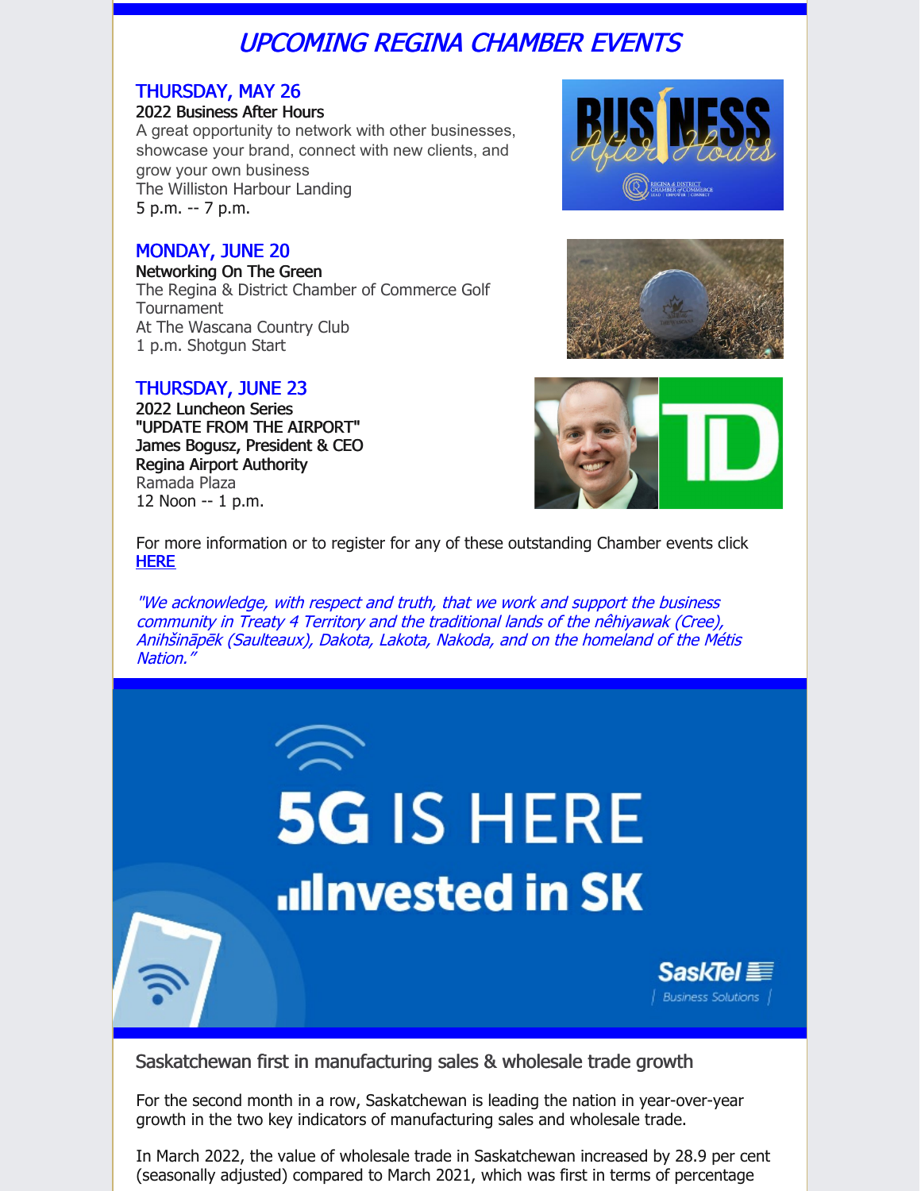## *UPCOMING REGINA CHAMBER EVENTS*

### THURSDAY, MAY 26

**2022 Business After Hours**

A great opportunity to network with other businesses, showcase your brand, connect with new clients, and grow your own business

The Williston Harbour Landing

5 p.m. -- 7 p.m.

### MONDAY, JUNE 20

**Networking On The Green**

The Regina & District Chamber of Commerce Golf Tournament

At The Wascana Country Club

1 p.m. Shotgun Start

### THURSDAY, JUNE 23

**2022 Luncheon Series**
**"UPDATE FROM THE AIRPORT"**
**James Bogusz, President & CEO**
**Regina Airport Authority**

Ramada Plaza

12 Noon -- 1 p.m.

For more information or to register for any of these outstanding Chamber events click HERE

*"We acknowledge, with respect and truth, that we work and support the business community in Treaty 4 Territory and the traditional lands of the nêhiyawak (Cree), Anihšināpēk (Saulteaux), Dakota, Lakota, Nakoda, and on the homeland of the Métis Nation."*

5G IS HERE

Invested in SK

SaskTel Business Solutions

## Saskatchewan first in manufacturing sales & wholesale trade growth

For the second month in a row, Saskatchewan is leading the nation in year-over-year growth in the two key indicators of manufacturing sales and wholesale trade.

In March 2022, the value of wholesale trade in Saskatchewan increased by 28.9 per cent (seasonally adjusted) compared to March 2021, which was first in terms of percentage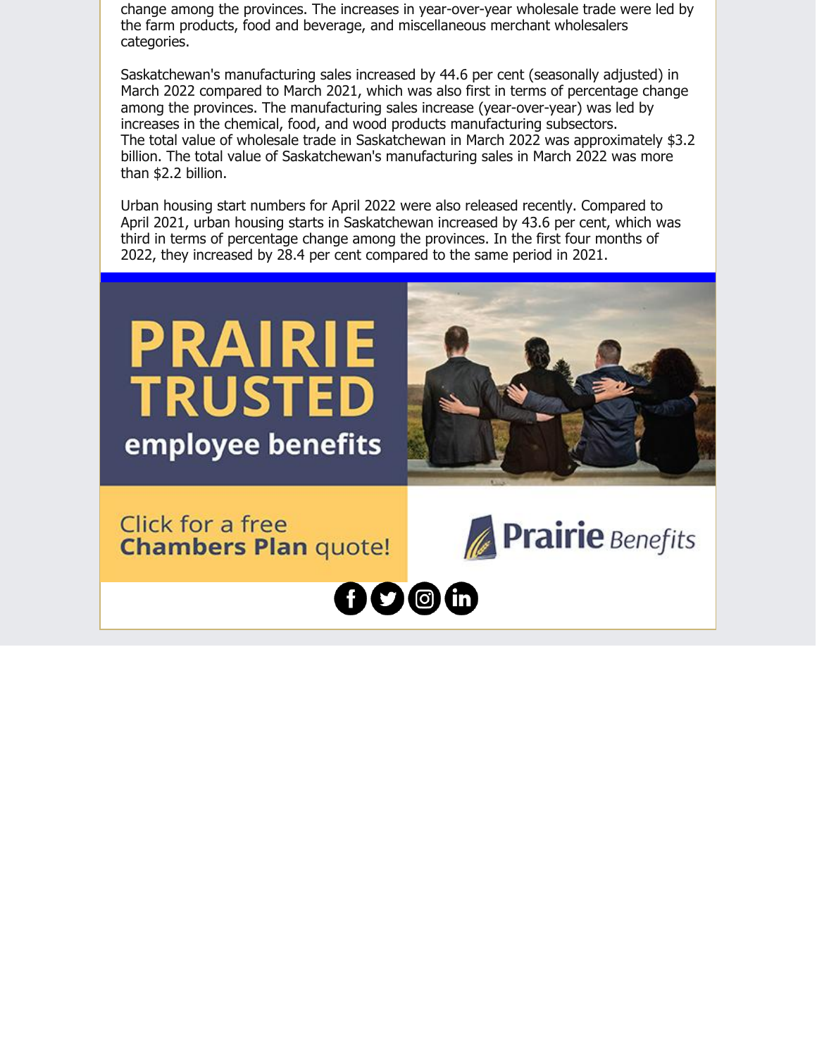change among the provinces. The increases in year-over-year wholesale trade were led by the farm products, food and beverage, and miscellaneous merchant wholesalers categories.

Saskatchewan's manufacturing sales increased by 44.6 per cent (seasonally adjusted) in March 2022 compared to March 2021, which was also first in terms of percentage change among the provinces. The manufacturing sales increase (year-over-year) was led by increases in the chemical, food, and wood products manufacturing subsectors.
The total value of wholesale trade in Saskatchewan in March 2022 was approximately $3.2 billion. The total value of Saskatchewan's manufacturing sales in March 2022 was more than $2.2 billion.

Urban housing start numbers for April 2022 were also released recently. Compared to April 2021, urban housing starts in Saskatchewan increased by 43.6 per cent, which was third in terms of percentage change among the provinces. In the first four months of 2022, they increased by 28.4 per cent compared to the same period in 2021.

PRAIRIE TRUSTED employee benefits

Click for a free **Chambers Plan** quote!

Prairie Benefits